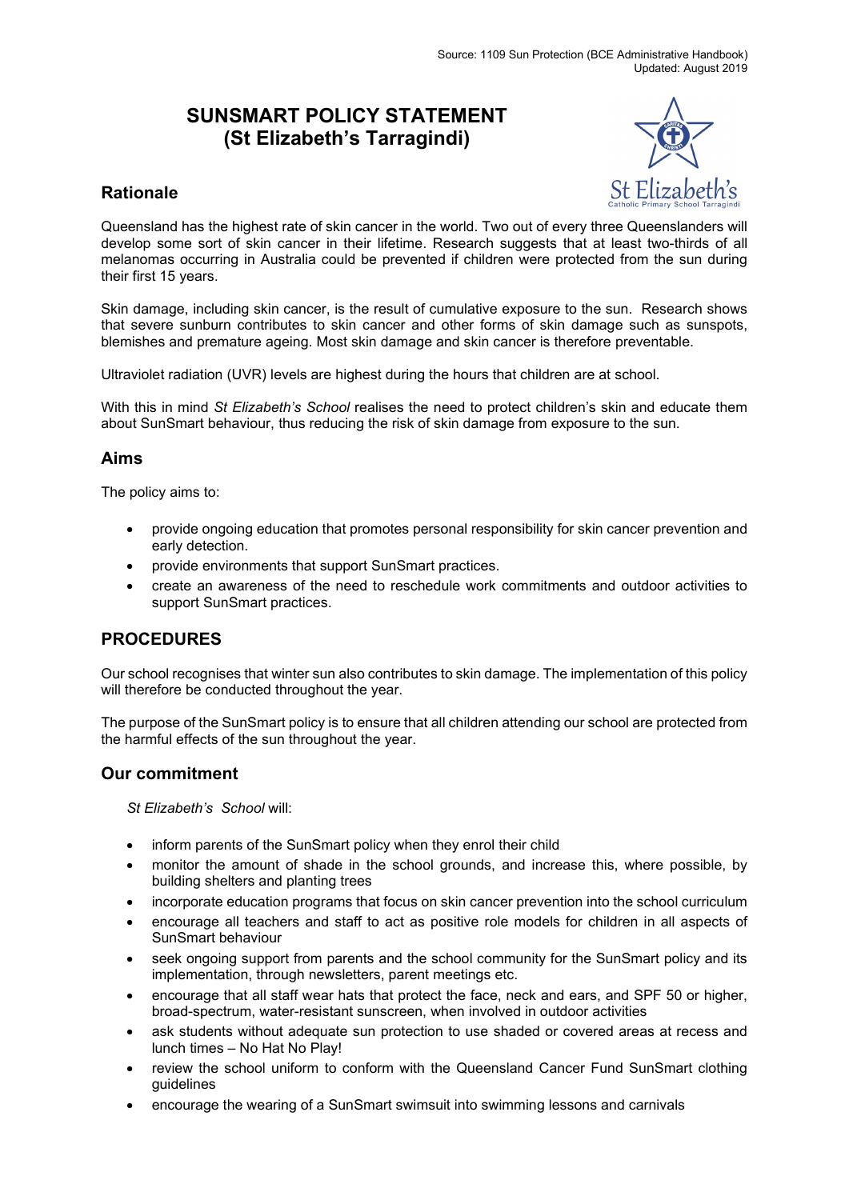Source: 1109 Sun Protection (BCE Administrative Handbook)
Updated: August 2019

# SUNSMART POLICY STATEMENT (St Elizabeth's Tarragindi)

## Rationale

Queensland has the highest rate of skin cancer in the world. Two out of every three Queenslanders will develop some sort of skin cancer in their lifetime. Research suggests that at least two-thirds of all melanomas occurring in Australia could be prevented if children were protected from the sun during their first 15 years.

Skin damage, including skin cancer, is the result of cumulative exposure to the sun. Research shows that severe sunburn contributes to skin cancer and other forms of skin damage such as sunspots, blemishes and premature ageing. Most skin damage and skin cancer is therefore preventable.

Ultraviolet radiation (UVR) levels are highest during the hours that children are at school.

With this in mind *St Elizabeth's School* realises the need to protect children's skin and educate them about SunSmart behaviour, thus reducing the risk of skin damage from exposure to the sun.

## Aims

The policy aims to:

- provide ongoing education that promotes personal responsibility for skin cancer prevention and early detection.
- provide environments that support SunSmart practices.
- create an awareness of the need to reschedule work commitments and outdoor activities to support SunSmart practices.

## PROCEDURES

Our school recognises that winter sun also contributes to skin damage. The implementation of this policy will therefore be conducted throughout the year.

The purpose of the SunSmart policy is to ensure that all children attending our school are protected from the harmful effects of the sun throughout the year.

## Our commitment

*St Elizabeth's School* will:

- inform parents of the SunSmart policy when they enrol their child
- monitor the amount of shade in the school grounds, and increase this, where possible, by building shelters and planting trees
- incorporate education programs that focus on skin cancer prevention into the school curriculum
- encourage all teachers and staff to act as positive role models for children in all aspects of SunSmart behaviour
- seek ongoing support from parents and the school community for the SunSmart policy and its implementation, through newsletters, parent meetings etc.
- encourage that all staff wear hats that protect the face, neck and ears, and SPF 50 or higher, broad-spectrum, water-resistant sunscreen, when involved in outdoor activities
- ask students without adequate sun protection to use shaded or covered areas at recess and lunch times – No Hat No Play!
- review the school uniform to conform with the Queensland Cancer Fund SunSmart clothing guidelines
- encourage the wearing of a SunSmart swimsuit into swimming lessons and carnivals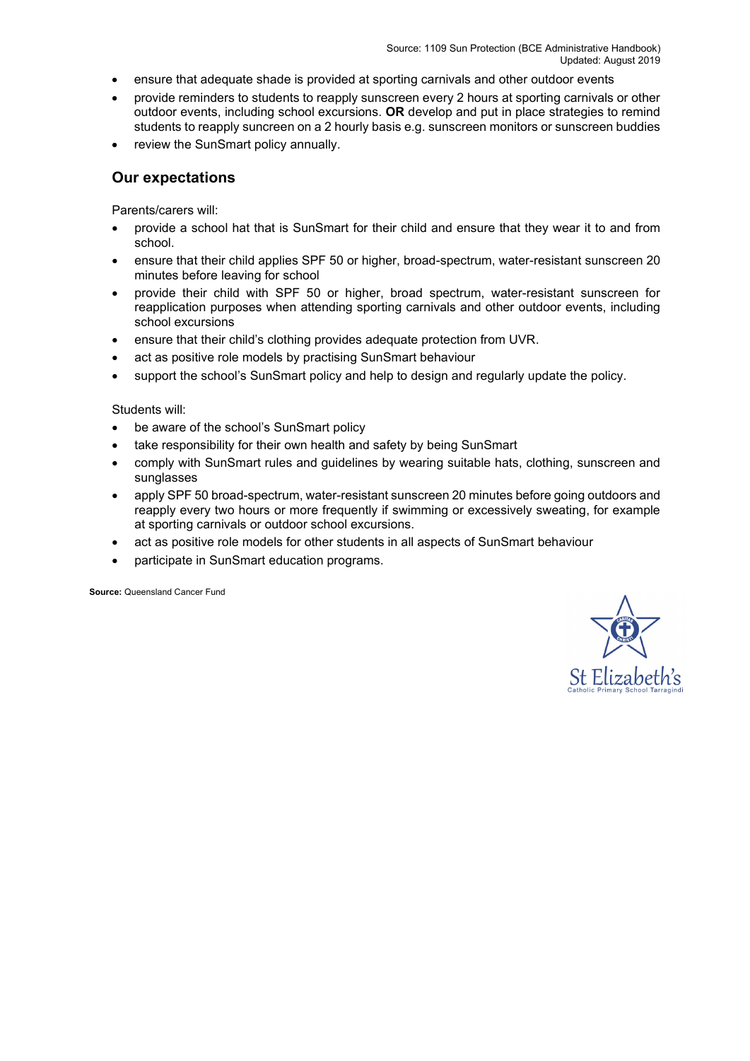- ensure that adequate shade is provided at sporting carnivals and other outdoor events
- provide reminders to students to reapply sunscreen every 2 hours at sporting carnivals or other outdoor events, including school excursions. **OR** develop and put in place strategies to remind students to reapply suncreen on a 2 hourly basis e.g. sunscreen monitors or sunscreen buddies
- review the SunSmart policy annually.

## Our expectations

Parents/carers will:

- provide a school hat that is SunSmart for their child and ensure that they wear it to and from school.
- ensure that their child applies SPF 50 or higher, broad-spectrum, water-resistant sunscreen 20 minutes before leaving for school
- provide their child with SPF 50 or higher, broad spectrum, water-resistant sunscreen for reapplication purposes when attending sporting carnivals and other outdoor events, including school excursions
- ensure that their child's clothing provides adequate protection from UVR.
- act as positive role models by practising SunSmart behaviour
- support the school's SunSmart policy and help to design and regularly update the policy.

Students will:

- be aware of the school's SunSmart policy
- take responsibility for their own health and safety by being SunSmart
- comply with SunSmart rules and guidelines by wearing suitable hats, clothing, sunscreen and sunglasses
- apply SPF 50 broad-spectrum, water-resistant sunscreen 20 minutes before going outdoors and reapply every two hours or more frequently if swimming or excessively sweating, for example at sporting carnivals or outdoor school excursions.
- act as positive role models for other students in all aspects of SunSmart behaviour
- participate in SunSmart education programs.

**Source:** Queensland Cancer Fund

St Elizabeth's
Catholic Primary School Tarragindi